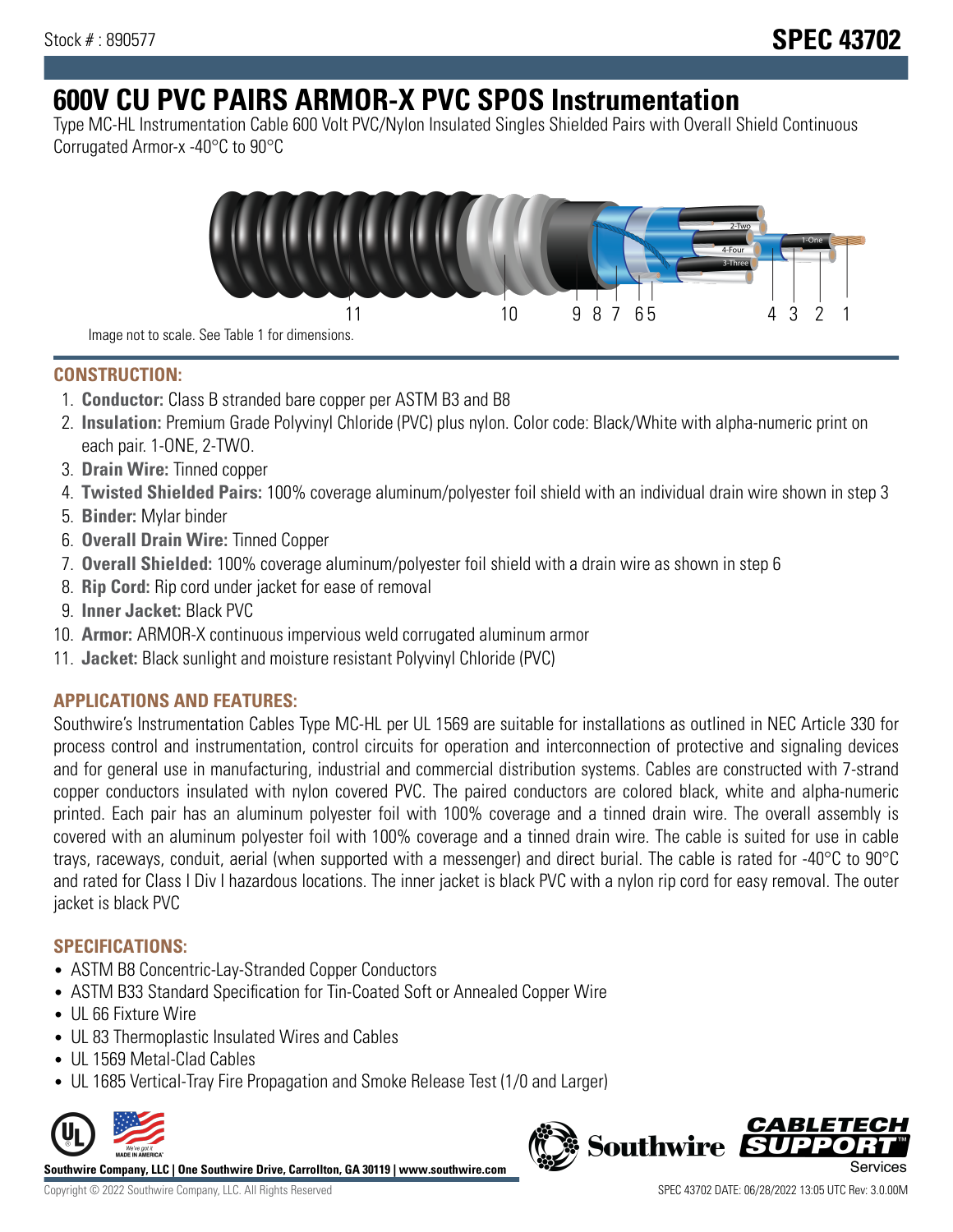Stock # : 890577

# SPEC 43702

# 600V CU PVC PAIRS ARMOR-X PVC SPOS Instrumentation

Type MC-HL Instrumentation Cable 600 Volt PVC/Nylon Insulated Singles Shielded Pairs with Overall Shield Continuous Corrugated Armor-x -40°C to 90°C

Image not to scale. See Table 1 for dimensions.

## CONSTRUCTION:

1. **Conductor:** Class B stranded bare copper per ASTM B3 and B8
2. **Insulation:** Premium Grade Polyvinyl Chloride (PVC) plus nylon. Color code: Black/White with alpha-numeric print on each pair. 1-ONE, 2-TWO.
3. **Drain Wire:** Tinned copper
4. **Twisted Shielded Pairs:** 100% coverage aluminum/polyester foil shield with an individual drain wire shown in step 3
5. **Binder:** Mylar binder
6. **Overall Drain Wire:** Tinned Copper
7. **Overall Shielded:** 100% coverage aluminum/polyester foil shield with a drain wire as shown in step 6
8. **Rip Cord:** Rip cord under jacket for ease of removal
9. **Inner Jacket:** Black PVC
10. **Armor:** ARMOR-X continuous impervious weld corrugated aluminum armor
11. **Jacket:** Black sunlight and moisture resistant Polyvinyl Chloride (PVC)

## APPLICATIONS AND FEATURES:

Southwire's Instrumentation Cables Type MC-HL per UL 1569 are suitable for installations as outlined in NEC Article 330 for process control and instrumentation, control circuits for operation and interconnection of protective and signaling devices and for general use in manufacturing, industrial and commercial distribution systems. Cables are constructed with 7-strand copper conductors insulated with nylon covered PVC. The paired conductors are colored black, white and alpha-numeric printed. Each pair has an aluminum polyester foil with 100% coverage and a tinned drain wire. The overall assembly is covered with an aluminum polyester foil with 100% coverage and a tinned drain wire. The cable is suited for use in cable trays, raceways, conduit, aerial (when supported with a messenger) and direct burial. The cable is rated for -40°C to 90°C and rated for Class I Div I hazardous locations. The inner jacket is black PVC with a nylon rip cord for easy removal. The outer jacket is black PVC

## SPECIFICATIONS:

- ASTM B8 Concentric-Lay-Stranded Copper Conductors
- ASTM B33 Standard Specification for Tin-Coated Soft or Annealed Copper Wire
- UL 66 Fixture Wire
- UL 83 Thermoplastic Insulated Wires and Cables
- UL 1569 Metal-Clad Cables
- UL 1685 Vertical-Tray Fire Propagation and Smoke Release Test (1/0 and Larger)

**Southwire Company, LLC | One Southwire Drive, Carrollton, GA 30119 | www.southwire.com**

Copyright © 2022 Southwire Company, LLC. All Rights Reserved

SPEC 43702 DATE: 06/28/2022 13:05 UTC Rev: 3.0.00M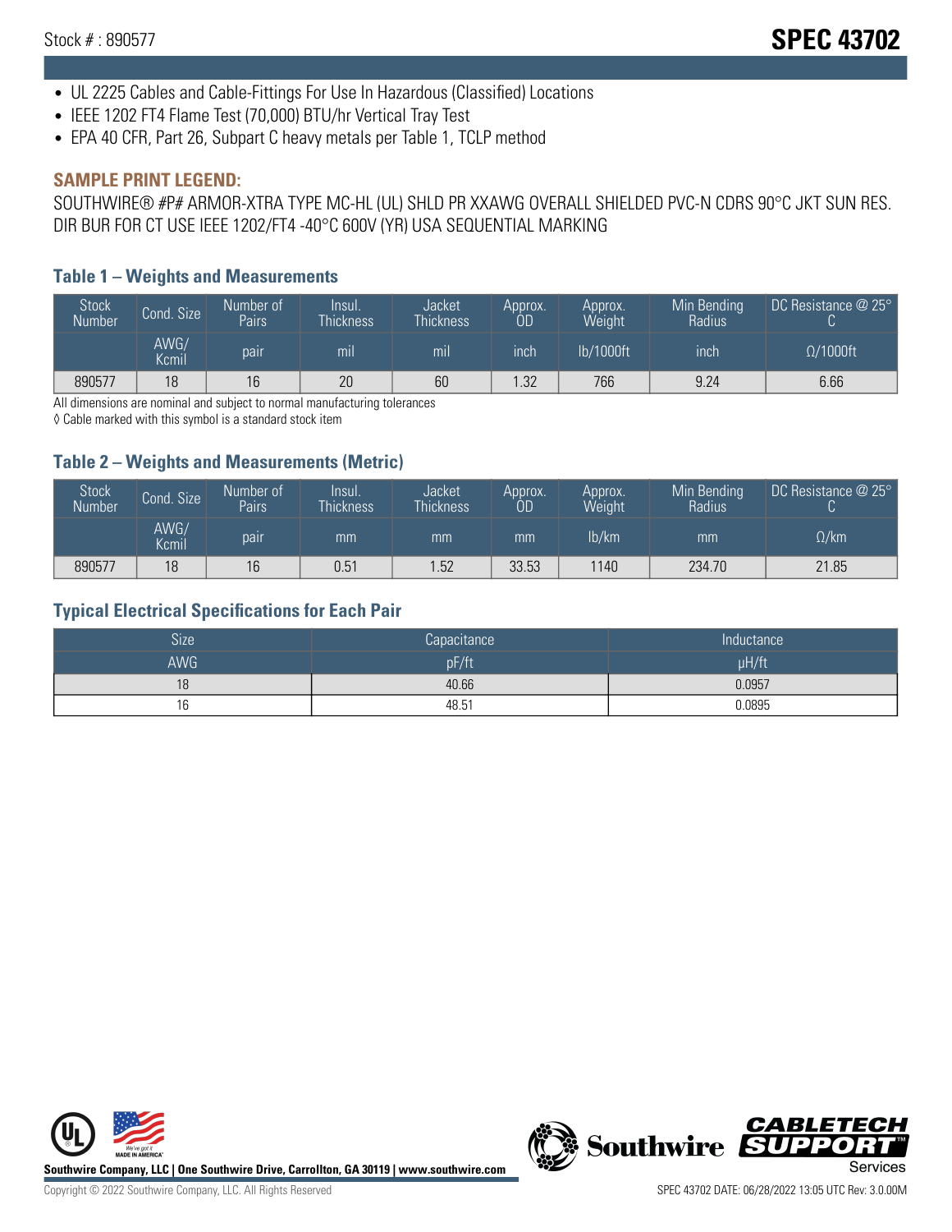- UL 2225 Cables and Cable-Fittings For Use In Hazardous (Classified) Locations
- IEEE 1202 FT4 Flame Test (70,000) BTU/hr Vertical Tray Test
- EPA 40 CFR, Part 26, Subpart C heavy metals per Table 1, TCLP method

## SAMPLE PRINT LEGEND:

SOUTHWIRE® #P# ARMOR-XTRA TYPE MC-HL (UL) SHLD PR XXAWG OVERALL SHIELDED PVC-N CDRS 90°C JKT SUN RES. DIR BUR FOR CT USE IEEE 1202/FT4 -40°C 600V (YR) USA SEQUENTIAL MARKING

### Table 1 – Weights and Measurements

| Stock Number | Cond. Size | Number of Pairs | Insul. Thickness | Jacket Thickness | Approx. OD | Approx. Weight | Min Bending Radius | DC Resistance @ 25° C |
|---|---|---|---|---|---|---|---|---|
| | AWG/ Kcmil | pair | mil | mil | inch | lb/1000ft | inch | Ω/1000ft |
| 890577 | 18 | 16 | 20 | 60 | 1.32 | 766 | 9.24 | 6.66 |

All dimensions are nominal and subject to normal manufacturing tolerances

◊ Cable marked with this symbol is a standard stock item

### Table 2 – Weights and Measurements (Metric)

| Stock Number | Cond. Size | Number of Pairs | Insul. Thickness | Jacket Thickness | Approx. OD | Approx. Weight | Min Bending Radius | DC Resistance @ 25° C |
|---|---|---|---|---|---|---|---|---|
| | AWG/ Kcmil | pair | mm | mm | mm | lb/km | mm | Ω/km |
| 890577 | 18 | 16 | 0.51 | 1.52 | 33.53 | 1140 | 234.70 | 21.85 |

### Typical Electrical Specifications for Each Pair

| Size | Capacitance | Inductance |
|---|---|---|
| AWG | pF/ft | μH/ft |
| 18 | 40.66 | 0.0957 |
| 16 | 48.51 | 0.0895 |

Southwire Company, LLC | One Southwire Drive, Carrollton, GA 30119 | www.southwire.com

Copyright © 2022 Southwire Company, LLC. All Rights Reserved

SPEC 43702 DATE: 06/28/2022 13:05 UTC Rev: 3.0.00M